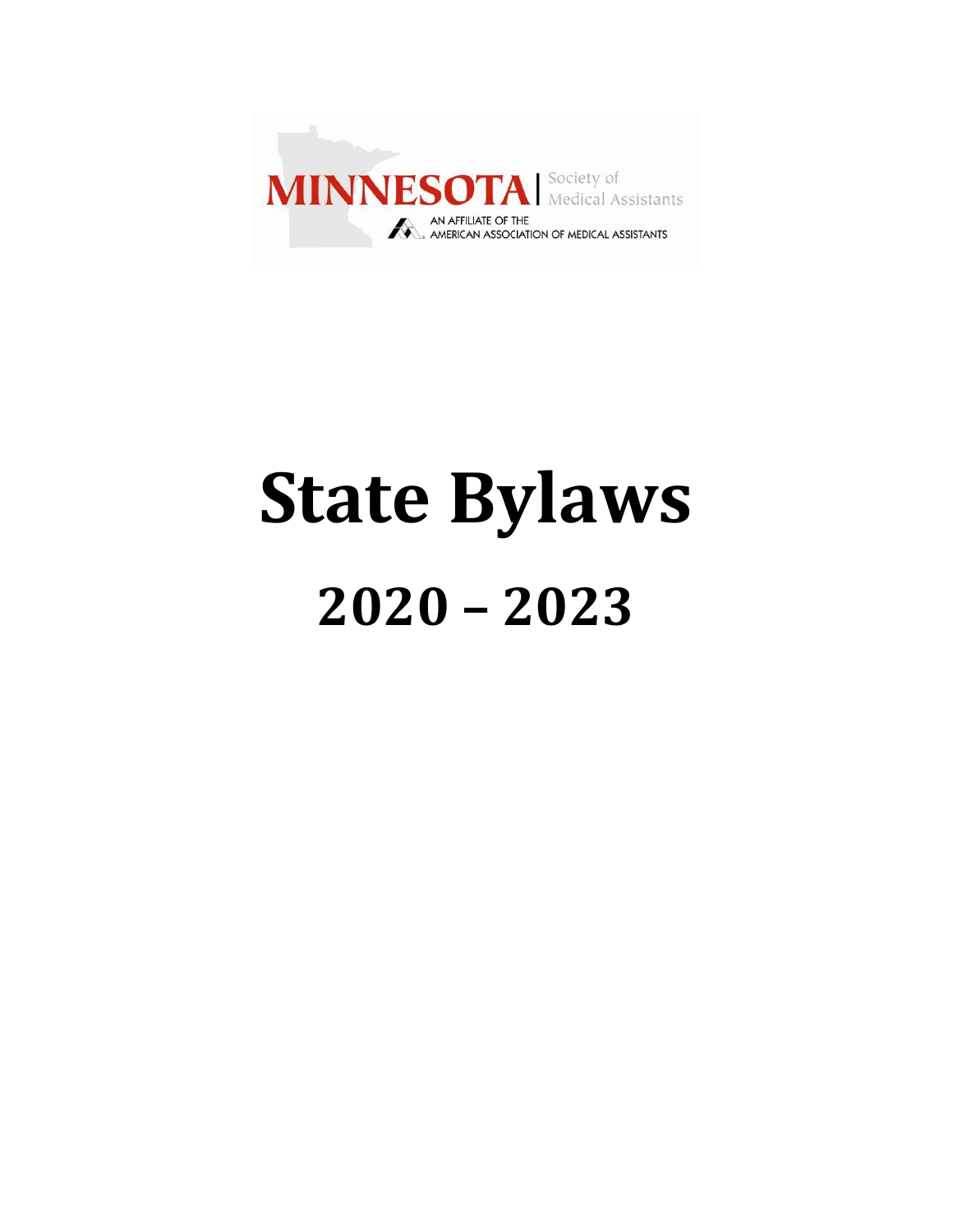MINNESOTA | Society of Medical Assistants

AN AFFILIATE OF THE AMERICAN ASSOCIATION OF MEDICAL ASSISTANTS

# State Bylaws

## 2020 – 2023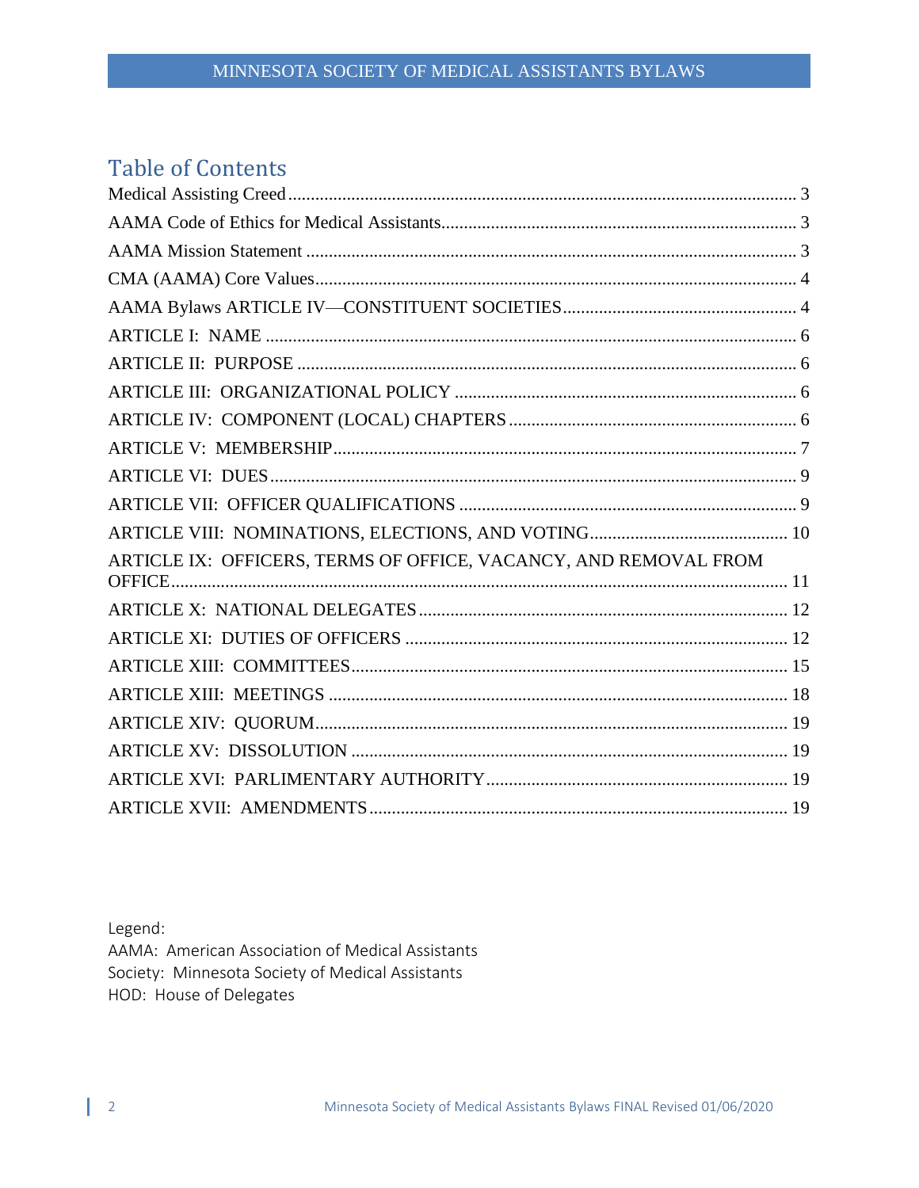## Table of Contents

Medical Assisting Creed ........ 3

AAMA Code of Ethics for Medical Assistants ........ 3

AAMA Mission Statement ........ 3

CMA (AAMA) Core Values ........ 4

AAMA Bylaws ARTICLE IV—CONSTITUENT SOCIETIES ........ 4

ARTICLE I: NAME ........ 6

ARTICLE II: PURPOSE ........ 6

ARTICLE III: ORGANIZATIONAL POLICY ........ 6

ARTICLE IV: COMPONENT (LOCAL) CHAPTERS ........ 6

ARTICLE V: MEMBERSHIP ........ 7

ARTICLE VI: DUES ........ 9

ARTICLE VII: OFFICER QUALIFICATIONS ........ 9

ARTICLE VIII: NOMINATIONS, ELECTIONS, AND VOTING ........ 10

ARTICLE IX: OFFICERS, TERMS OF OFFICE, VACANCY, AND REMOVAL FROM OFFICE ........ 11

ARTICLE X: NATIONAL DELEGATES ........ 12

ARTICLE XI: DUTIES OF OFFICERS ........ 12

ARTICLE XIII: COMMITTEES ........ 15

ARTICLE XIII: MEETINGS ........ 18

ARTICLE XIV: QUORUM ........ 19

ARTICLE XV: DISSOLUTION ........ 19

ARTICLE XVI: PARLIMENTARY AUTHORITY ........ 19

ARTICLE XVII: AMENDMENTS ........ 19

Legend:
AAMA: American Association of Medical Assistants
Society: Minnesota Society of Medical Assistants
HOD: House of Delegates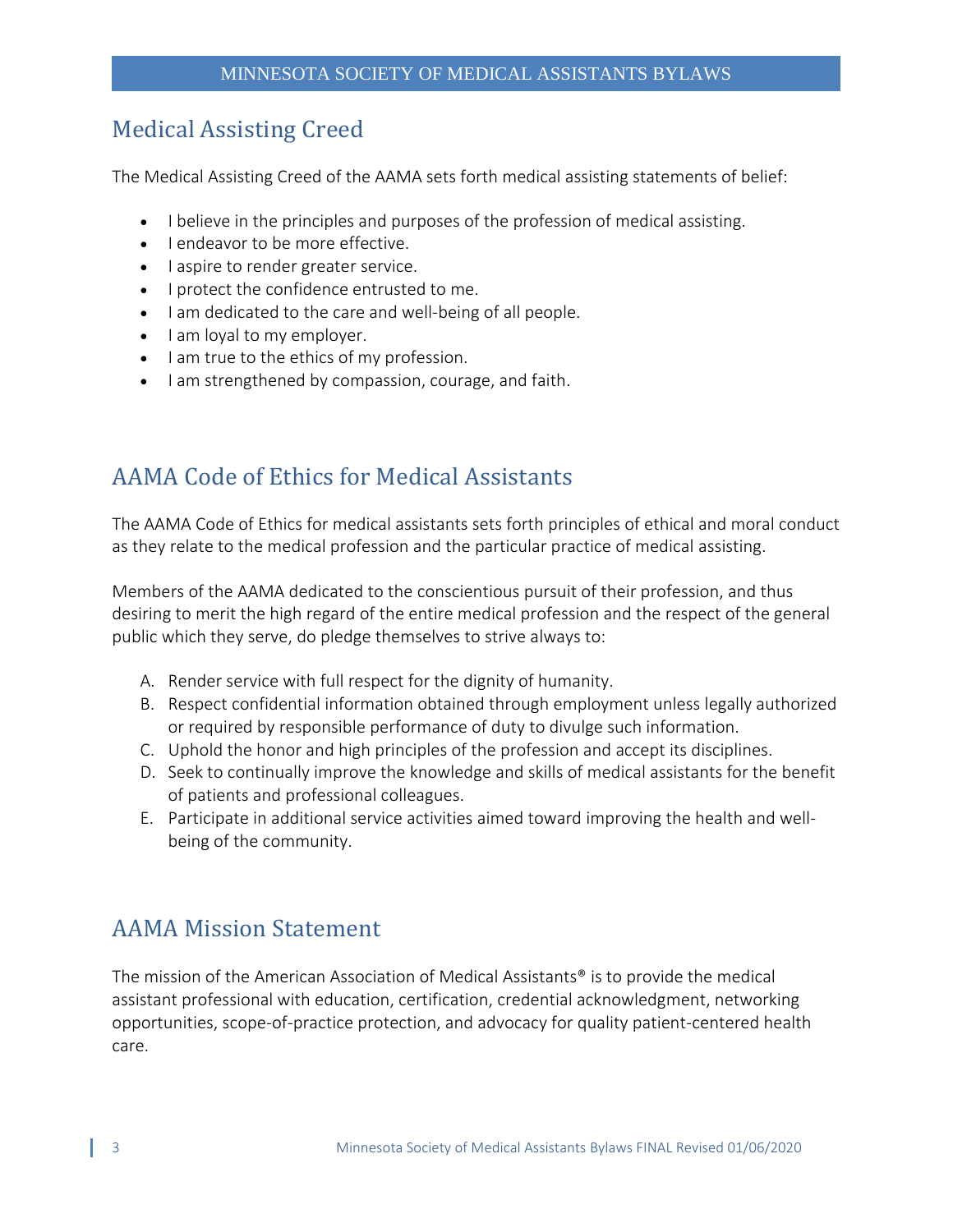## Medical Assisting Creed

The Medical Assisting Creed of the AAMA sets forth medical assisting statements of belief:

- I believe in the principles and purposes of the profession of medical assisting.
- I endeavor to be more effective.
- I aspire to render greater service.
- I protect the confidence entrusted to me.
- I am dedicated to the care and well-being of all people.
- I am loyal to my employer.
- I am true to the ethics of my profession.
- I am strengthened by compassion, courage, and faith.

## AAMA Code of Ethics for Medical Assistants

The AAMA Code of Ethics for medical assistants sets forth principles of ethical and moral conduct as they relate to the medical profession and the particular practice of medical assisting.

Members of the AAMA dedicated to the conscientious pursuit of their profession, and thus desiring to merit the high regard of the entire medical profession and the respect of the general public which they serve, do pledge themselves to strive always to:

A. Render service with full respect for the dignity of humanity.
B. Respect confidential information obtained through employment unless legally authorized or required by responsible performance of duty to divulge such information.
C. Uphold the honor and high principles of the profession and accept its disciplines.
D. Seek to continually improve the knowledge and skills of medical assistants for the benefit of patients and professional colleagues.
E. Participate in additional service activities aimed toward improving the health and well-being of the community.

## AAMA Mission Statement

The mission of the American Association of Medical Assistants® is to provide the medical assistant professional with education, certification, credential acknowledgment, networking opportunities, scope-of-practice protection, and advocacy for quality patient-centered health care.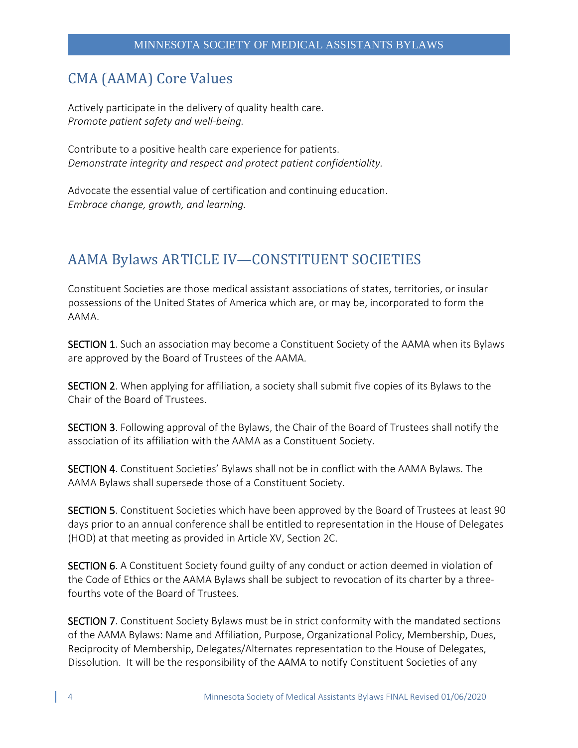## CMA (AAMA) Core Values

Actively participate in the delivery of quality health care.
*Promote patient safety and well-being.*

Contribute to a positive health care experience for patients.
*Demonstrate integrity and respect and protect patient confidentiality.*

Advocate the essential value of certification and continuing education.
*Embrace change, growth, and learning.*

## AAMA Bylaws ARTICLE IV—CONSTITUENT SOCIETIES

Constituent Societies are those medical assistant associations of states, territories, or insular possessions of the United States of America which are, or may be, incorporated to form the AAMA.

**SECTION 1**. Such an association may become a Constituent Society of the AAMA when its Bylaws are approved by the Board of Trustees of the AAMA.

**SECTION 2**. When applying for affiliation, a society shall submit five copies of its Bylaws to the Chair of the Board of Trustees.

**SECTION 3**. Following approval of the Bylaws, the Chair of the Board of Trustees shall notify the association of its affiliation with the AAMA as a Constituent Society.

**SECTION 4**. Constituent Societies' Bylaws shall not be in conflict with the AAMA Bylaws. The AAMA Bylaws shall supersede those of a Constituent Society.

**SECTION 5**. Constituent Societies which have been approved by the Board of Trustees at least 90 days prior to an annual conference shall be entitled to representation in the House of Delegates (HOD) at that meeting as provided in Article XV, Section 2C.

**SECTION 6**. A Constituent Society found guilty of any conduct or action deemed in violation of the Code of Ethics or the AAMA Bylaws shall be subject to revocation of its charter by a three-fourths vote of the Board of Trustees.

**SECTION 7**. Constituent Society Bylaws must be in strict conformity with the mandated sections of the AAMA Bylaws: Name and Affiliation, Purpose, Organizational Policy, Membership, Dues, Reciprocity of Membership, Delegates/Alternates representation to the House of Delegates, Dissolution. It will be the responsibility of the AAMA to notify Constituent Societies of any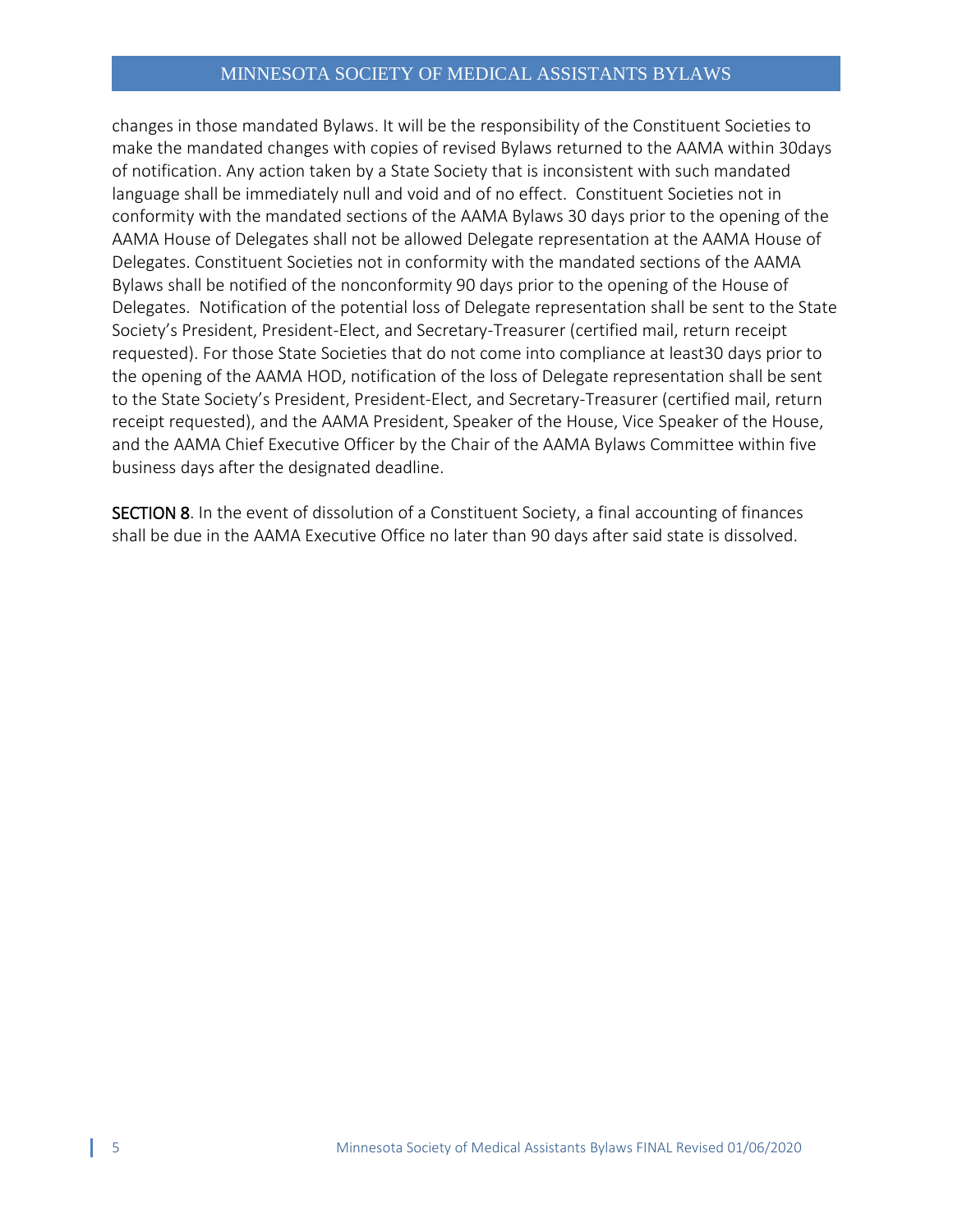changes in those mandated Bylaws. It will be the responsibility of the Constituent Societies to make the mandated changes with copies of revised Bylaws returned to the AAMA within 30days of notification. Any action taken by a State Society that is inconsistent with such mandated language shall be immediately null and void and of no effect. Constituent Societies not in conformity with the mandated sections of the AAMA Bylaws 30 days prior to the opening of the AAMA House of Delegates shall not be allowed Delegate representation at the AAMA House of Delegates. Constituent Societies not in conformity with the mandated sections of the AAMA Bylaws shall be notified of the nonconformity 90 days prior to the opening of the House of Delegates. Notification of the potential loss of Delegate representation shall be sent to the State Society's President, President-Elect, and Secretary-Treasurer (certified mail, return receipt requested). For those State Societies that do not come into compliance at least30 days prior to the opening of the AAMA HOD, notification of the loss of Delegate representation shall be sent to the State Society's President, President-Elect, and Secretary-Treasurer (certified mail, return receipt requested), and the AAMA President, Speaker of the House, Vice Speaker of the House, and the AAMA Chief Executive Officer by the Chair of the AAMA Bylaws Committee within five business days after the designated deadline.

**SECTION 8**. In the event of dissolution of a Constituent Society, a final accounting of finances shall be due in the AAMA Executive Office no later than 90 days after said state is dissolved.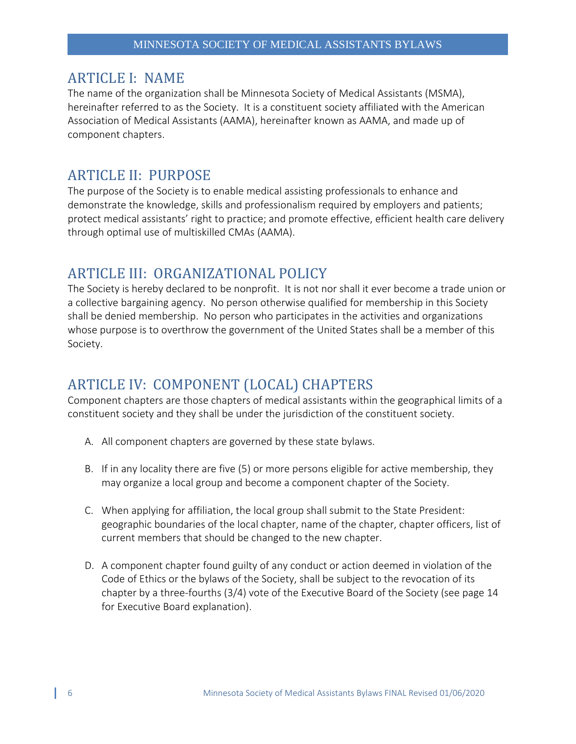## ARTICLE I: NAME

The name of the organization shall be Minnesota Society of Medical Assistants (MSMA), hereinafter referred to as the Society. It is a constituent society affiliated with the American Association of Medical Assistants (AAMA), hereinafter known as AAMA, and made up of component chapters.

## ARTICLE II: PURPOSE

The purpose of the Society is to enable medical assisting professionals to enhance and demonstrate the knowledge, skills and professionalism required by employers and patients; protect medical assistants' right to practice; and promote effective, efficient health care delivery through optimal use of multiskilled CMAs (AAMA).

## ARTICLE III: ORGANIZATIONAL POLICY

The Society is hereby declared to be nonprofit. It is not nor shall it ever become a trade union or a collective bargaining agency. No person otherwise qualified for membership in this Society shall be denied membership. No person who participates in the activities and organizations whose purpose is to overthrow the government of the United States shall be a member of this Society.

## ARTICLE IV: COMPONENT (LOCAL) CHAPTERS

Component chapters are those chapters of medical assistants within the geographical limits of a constituent society and they shall be under the jurisdiction of the constituent society.

A. All component chapters are governed by these state bylaws.

B. If in any locality there are five (5) or more persons eligible for active membership, they may organize a local group and become a component chapter of the Society.

C. When applying for affiliation, the local group shall submit to the State President: geographic boundaries of the local chapter, name of the chapter, chapter officers, list of current members that should be changed to the new chapter.

D. A component chapter found guilty of any conduct or action deemed in violation of the Code of Ethics or the bylaws of the Society, shall be subject to the revocation of its chapter by a three-fourths (3/4) vote of the Executive Board of the Society (see page 14 for Executive Board explanation).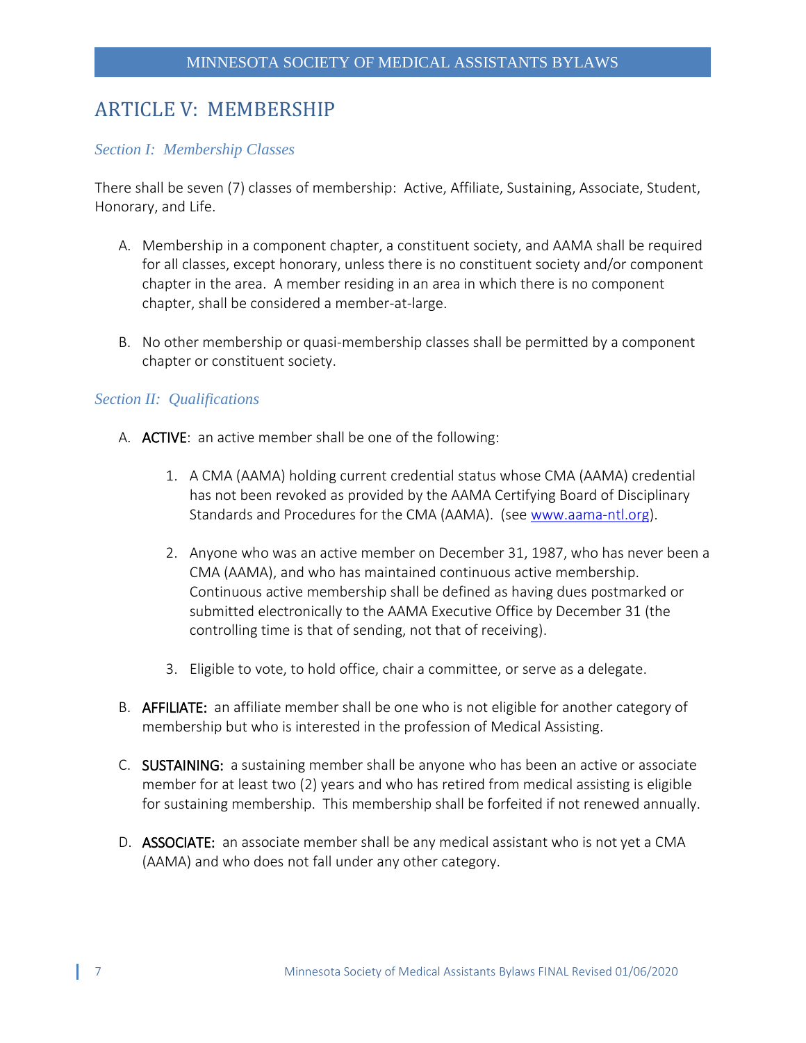## ARTICLE V: MEMBERSHIP

### *Section I: Membership Classes*

There shall be seven (7) classes of membership: Active, Affiliate, Sustaining, Associate, Student, Honorary, and Life.

A. Membership in a component chapter, a constituent society, and AAMA shall be required for all classes, except honorary, unless there is no constituent society and/or component chapter in the area. A member residing in an area in which there is no component chapter, shall be considered a member-at-large.

B. No other membership or quasi-membership classes shall be permitted by a component chapter or constituent society.

### *Section II: Qualifications*

A. **ACTIVE**: an active member shall be one of the following:

   1. A CMA (AAMA) holding current credential status whose CMA (AAMA) credential has not been revoked as provided by the AAMA Certifying Board of Disciplinary Standards and Procedures for the CMA (AAMA). (see www.aama-ntl.org).

   2. Anyone who was an active member on December 31, 1987, who has never been a CMA (AAMA), and who has maintained continuous active membership. Continuous active membership shall be defined as having dues postmarked or submitted electronically to the AAMA Executive Office by December 31 (the controlling time is that of sending, not that of receiving).

   3. Eligible to vote, to hold office, chair a committee, or serve as a delegate.

B. **AFFILIATE:** an affiliate member shall be one who is not eligible for another category of membership but who is interested in the profession of Medical Assisting.

C. **SUSTAINING:** a sustaining member shall be anyone who has been an active or associate member for at least two (2) years and who has retired from medical assisting is eligible for sustaining membership. This membership shall be forfeited if not renewed annually.

D. **ASSOCIATE:** an associate member shall be any medical assistant who is not yet a CMA (AAMA) and who does not fall under any other category.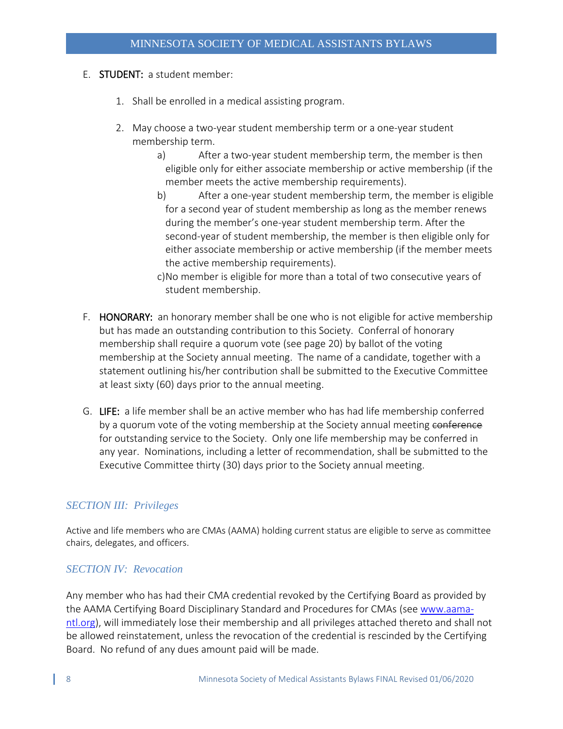E. **STUDENT:** a student member:

1. Shall be enrolled in a medical assisting program.

2. May choose a two-year student membership term or a one-year student membership term.
    a) After a two-year student membership term, the member is then eligible only for either associate membership or active membership (if the member meets the active membership requirements).
    b) After a one-year student membership term, the member is eligible for a second year of student membership as long as the member renews during the member's one-year student membership term. After the second-year of student membership, the member is then eligible only for either associate membership or active membership (if the member meets the active membership requirements).
    c) No member is eligible for more than a total of two consecutive years of student membership.

F. **HONORARY:** an honorary member shall be one who is not eligible for active membership but has made an outstanding contribution to this Society. Conferral of honorary membership shall require a quorum vote (see page 20) by ballot of the voting membership at the Society annual meeting. The name of a candidate, together with a statement outlining his/her contribution shall be submitted to the Executive Committee at least sixty (60) days prior to the annual meeting.

G. **LIFE:** a life member shall be an active member who has had life membership conferred by a quorum vote of the voting membership at the Society annual meeting ~~conference~~ for outstanding service to the Society. Only one life membership may be conferred in any year. Nominations, including a letter of recommendation, shall be submitted to the Executive Committee thirty (30) days prior to the Society annual meeting.

### *SECTION III: Privileges*

Active and life members who are CMAs (AAMA) holding current status are eligible to serve as committee chairs, delegates, and officers.

### *SECTION IV: Revocation*

Any member who has had their CMA credential revoked by the Certifying Board as provided by the AAMA Certifying Board Disciplinary Standard and Procedures for CMAs (see [www.aama-ntl.org](www.aama-ntl.org)), will immediately lose their membership and all privileges attached thereto and shall not be allowed reinstatement, unless the revocation of the credential is rescinded by the Certifying Board. No refund of any dues amount paid will be made.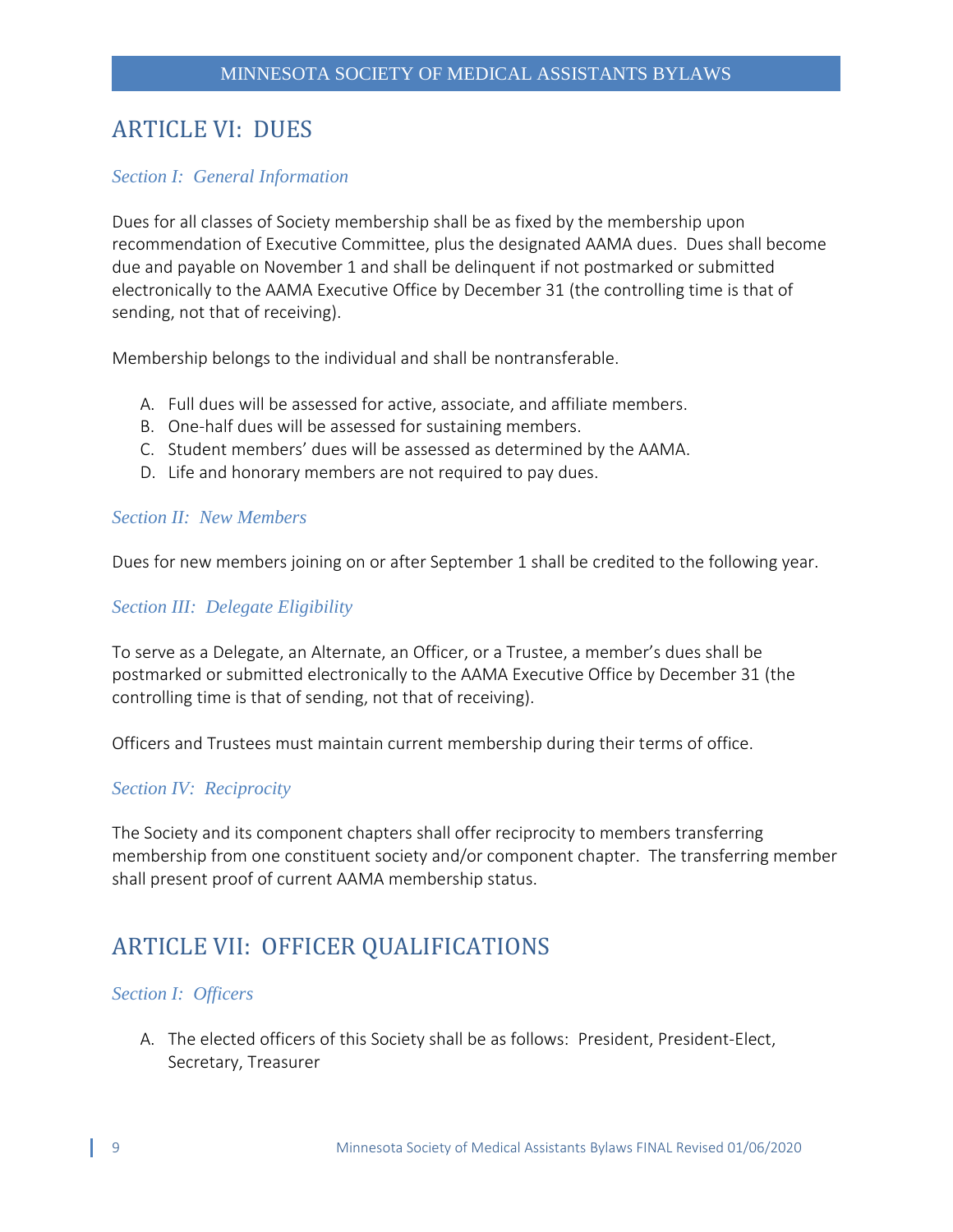## ARTICLE VI: DUES

### *Section I: General Information*

Dues for all classes of Society membership shall be as fixed by the membership upon recommendation of Executive Committee, plus the designated AAMA dues. Dues shall become due and payable on November 1 and shall be delinquent if not postmarked or submitted electronically to the AAMA Executive Office by December 31 (the controlling time is that of sending, not that of receiving).

Membership belongs to the individual and shall be nontransferable.

A. Full dues will be assessed for active, associate, and affiliate members.
B. One-half dues will be assessed for sustaining members.
C. Student members' dues will be assessed as determined by the AAMA.
D. Life and honorary members are not required to pay dues.

### *Section II: New Members*

Dues for new members joining on or after September 1 shall be credited to the following year.

### *Section III: Delegate Eligibility*

To serve as a Delegate, an Alternate, an Officer, or a Trustee, a member's dues shall be postmarked or submitted electronically to the AAMA Executive Office by December 31 (the controlling time is that of sending, not that of receiving).

Officers and Trustees must maintain current membership during their terms of office.

### *Section IV: Reciprocity*

The Society and its component chapters shall offer reciprocity to members transferring membership from one constituent society and/or component chapter. The transferring member shall present proof of current AAMA membership status.

## ARTICLE VII: OFFICER QUALIFICATIONS

### *Section I: Officers*

A. The elected officers of this Society shall be as follows: President, President-Elect, Secretary, Treasurer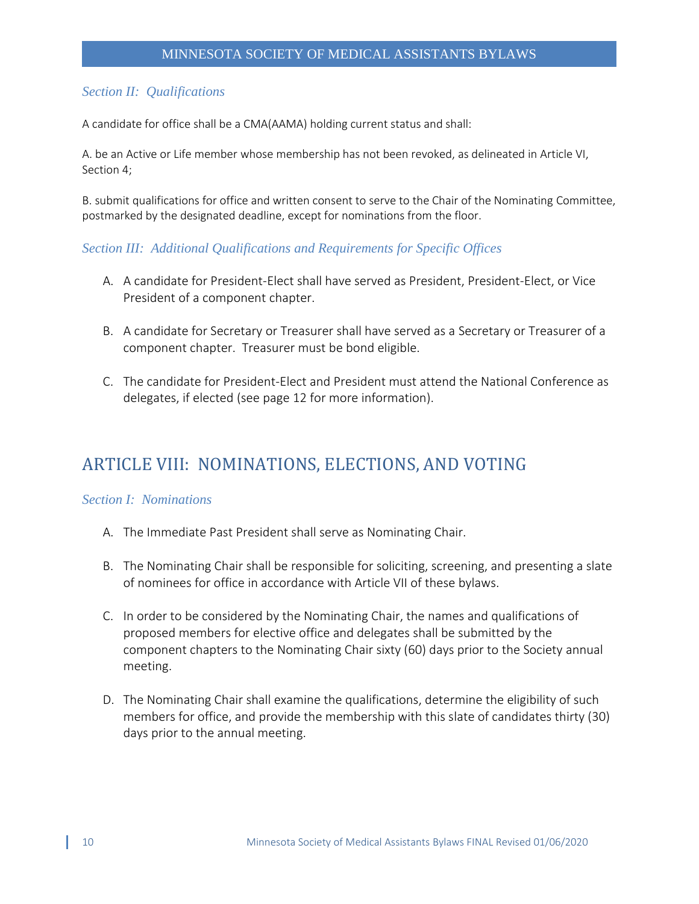### *Section II: Qualifications*

A candidate for office shall be a CMA(AAMA) holding current status and shall:

A. be an Active or Life member whose membership has not been revoked, as delineated in Article VI, Section 4;

B. submit qualifications for office and written consent to serve to the Chair of the Nominating Committee, postmarked by the designated deadline, except for nominations from the floor.

### *Section III: Additional Qualifications and Requirements for Specific Offices*

A. A candidate for President-Elect shall have served as President, President-Elect, or Vice President of a component chapter.

B. A candidate for Secretary or Treasurer shall have served as a Secretary or Treasurer of a component chapter. Treasurer must be bond eligible.

C. The candidate for President-Elect and President must attend the National Conference as delegates, if elected (see page 12 for more information).

## ARTICLE VIII: NOMINATIONS, ELECTIONS, AND VOTING

### *Section I: Nominations*

A. The Immediate Past President shall serve as Nominating Chair.

B. The Nominating Chair shall be responsible for soliciting, screening, and presenting a slate of nominees for office in accordance with Article VII of these bylaws.

C. In order to be considered by the Nominating Chair, the names and qualifications of proposed members for elective office and delegates shall be submitted by the component chapters to the Nominating Chair sixty (60) days prior to the Society annual meeting.

D. The Nominating Chair shall examine the qualifications, determine the eligibility of such members for office, and provide the membership with this slate of candidates thirty (30) days prior to the annual meeting.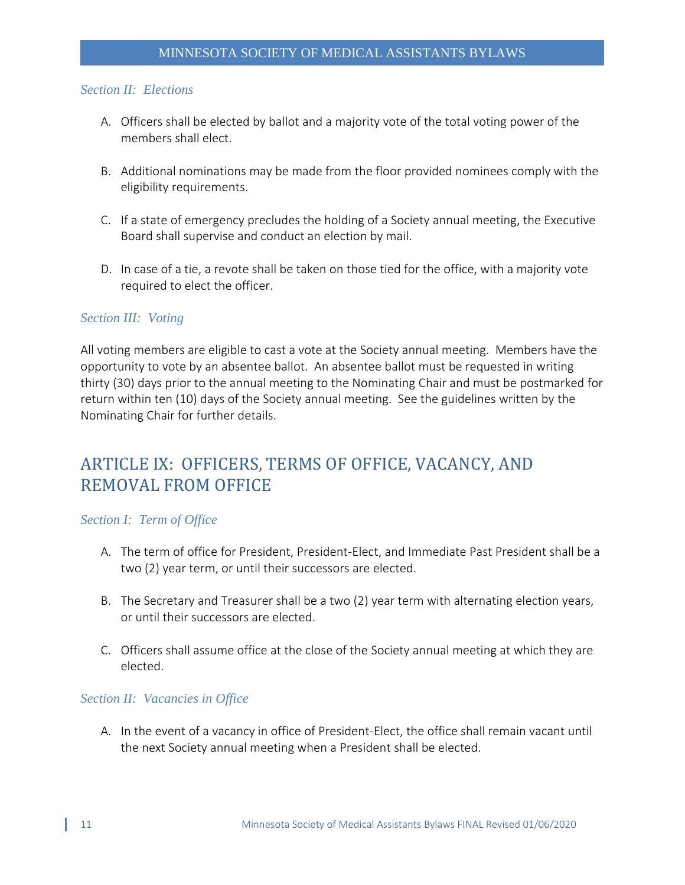### *Section II: Elections*

A. Officers shall be elected by ballot and a majority vote of the total voting power of the members shall elect.

B. Additional nominations may be made from the floor provided nominees comply with the eligibility requirements.

C. If a state of emergency precludes the holding of a Society annual meeting, the Executive Board shall supervise and conduct an election by mail.

D. In case of a tie, a revote shall be taken on those tied for the office, with a majority vote required to elect the officer.

### *Section III: Voting*

All voting members are eligible to cast a vote at the Society annual meeting. Members have the opportunity to vote by an absentee ballot. An absentee ballot must be requested in writing thirty (30) days prior to the annual meeting to the Nominating Chair and must be postmarked for return within ten (10) days of the Society annual meeting. See the guidelines written by the Nominating Chair for further details.

## ARTICLE IX: OFFICERS, TERMS OF OFFICE, VACANCY, AND REMOVAL FROM OFFICE

### *Section I: Term of Office*

A. The term of office for President, President-Elect, and Immediate Past President shall be a two (2) year term, or until their successors are elected.

B. The Secretary and Treasurer shall be a two (2) year term with alternating election years, or until their successors are elected.

C. Officers shall assume office at the close of the Society annual meeting at which they are elected.

### *Section II: Vacancies in Office*

A. In the event of a vacancy in office of President-Elect, the office shall remain vacant until the next Society annual meeting when a President shall be elected.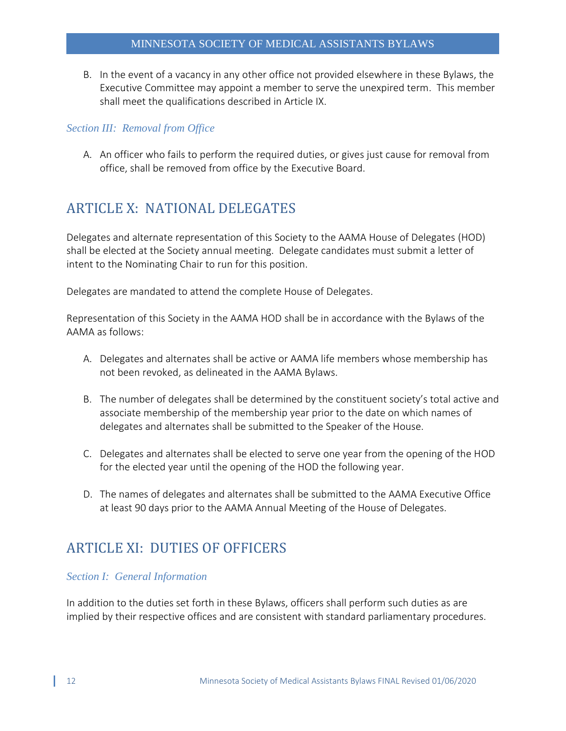B. In the event of a vacancy in any other office not provided elsewhere in these Bylaws, the Executive Committee may appoint a member to serve the unexpired term. This member shall meet the qualifications described in Article IX.

### *Section III: Removal from Office*

A. An officer who fails to perform the required duties, or gives just cause for removal from office, shall be removed from office by the Executive Board.

## ARTICLE X: NATIONAL DELEGATES

Delegates and alternate representation of this Society to the AAMA House of Delegates (HOD) shall be elected at the Society annual meeting. Delegate candidates must submit a letter of intent to the Nominating Chair to run for this position.

Delegates are mandated to attend the complete House of Delegates.

Representation of this Society in the AAMA HOD shall be in accordance with the Bylaws of the AAMA as follows:

A. Delegates and alternates shall be active or AAMA life members whose membership has not been revoked, as delineated in the AAMA Bylaws.

B. The number of delegates shall be determined by the constituent society's total active and associate membership of the membership year prior to the date on which names of delegates and alternates shall be submitted to the Speaker of the House.

C. Delegates and alternates shall be elected to serve one year from the opening of the HOD for the elected year until the opening of the HOD the following year.

D. The names of delegates and alternates shall be submitted to the AAMA Executive Office at least 90 days prior to the AAMA Annual Meeting of the House of Delegates.

## ARTICLE XI: DUTIES OF OFFICERS

### *Section I: General Information*

In addition to the duties set forth in these Bylaws, officers shall perform such duties as are implied by their respective offices and are consistent with standard parliamentary procedures.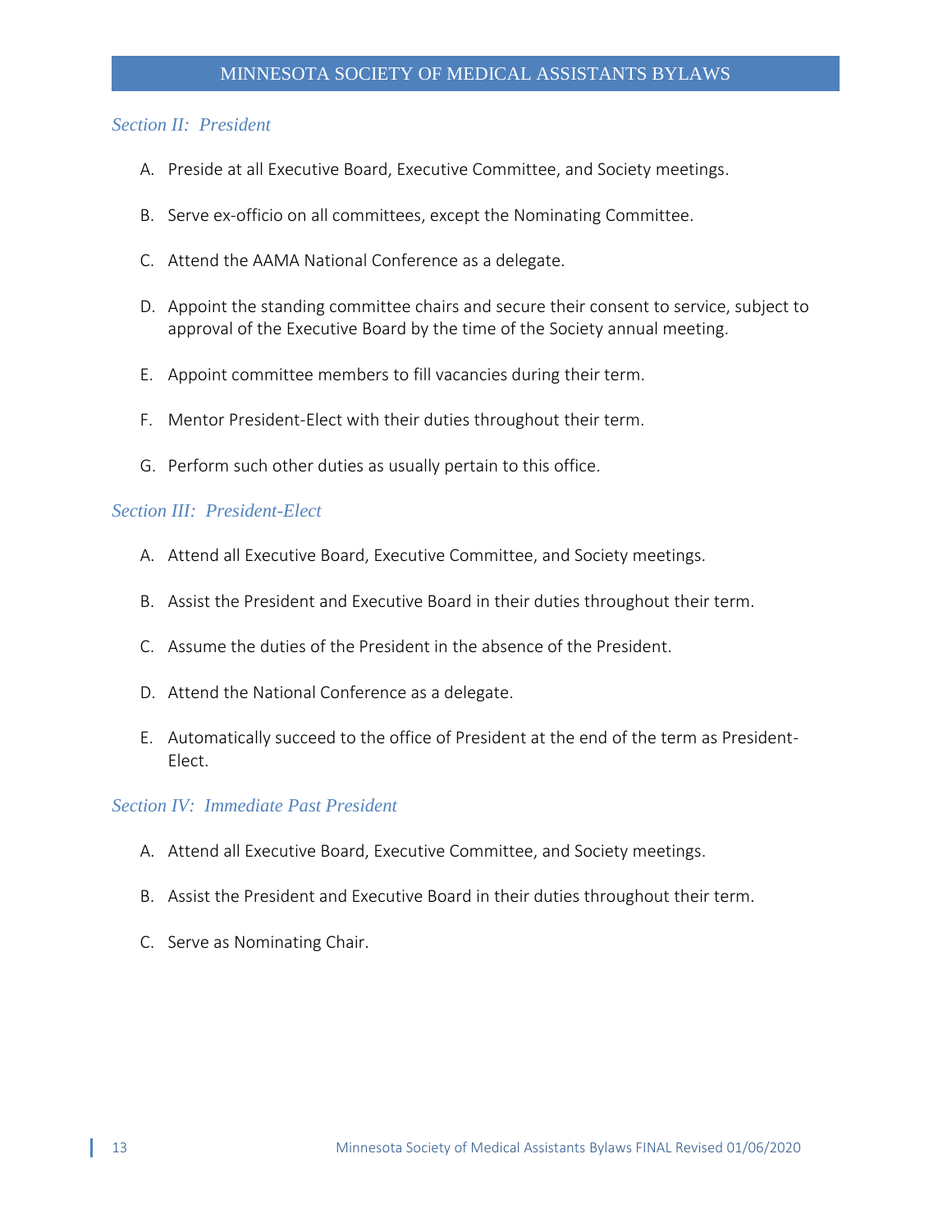### *Section II: President*

A. Preside at all Executive Board, Executive Committee, and Society meetings.

B. Serve ex-officio on all committees, except the Nominating Committee.

C. Attend the AAMA National Conference as a delegate.

D. Appoint the standing committee chairs and secure their consent to service, subject to approval of the Executive Board by the time of the Society annual meeting.

E. Appoint committee members to fill vacancies during their term.

F. Mentor President-Elect with their duties throughout their term.

G. Perform such other duties as usually pertain to this office.

### *Section III: President-Elect*

A. Attend all Executive Board, Executive Committee, and Society meetings.

B. Assist the President and Executive Board in their duties throughout their term.

C. Assume the duties of the President in the absence of the President.

D. Attend the National Conference as a delegate.

E. Automatically succeed to the office of President at the end of the term as President-Elect.

### *Section IV: Immediate Past President*

A. Attend all Executive Board, Executive Committee, and Society meetings.

B. Assist the President and Executive Board in their duties throughout their term.

C. Serve as Nominating Chair.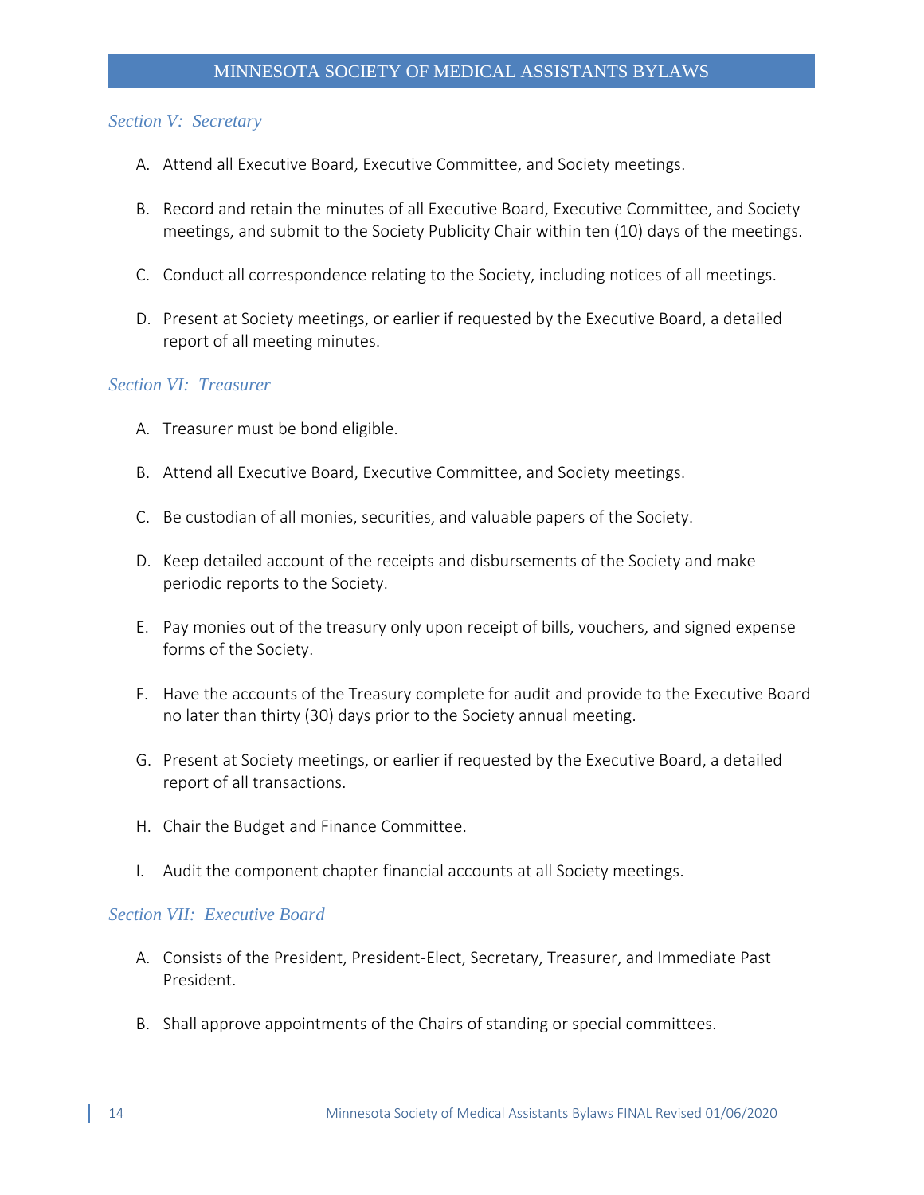### *Section V: Secretary*

A. Attend all Executive Board, Executive Committee, and Society meetings.

B. Record and retain the minutes of all Executive Board, Executive Committee, and Society meetings, and submit to the Society Publicity Chair within ten (10) days of the meetings.

C. Conduct all correspondence relating to the Society, including notices of all meetings.

D. Present at Society meetings, or earlier if requested by the Executive Board, a detailed report of all meeting minutes.

### *Section VI: Treasurer*

A. Treasurer must be bond eligible.

B. Attend all Executive Board, Executive Committee, and Society meetings.

C. Be custodian of all monies, securities, and valuable papers of the Society.

D. Keep detailed account of the receipts and disbursements of the Society and make periodic reports to the Society.

E. Pay monies out of the treasury only upon receipt of bills, vouchers, and signed expense forms of the Society.

F. Have the accounts of the Treasury complete for audit and provide to the Executive Board no later than thirty (30) days prior to the Society annual meeting.

G. Present at Society meetings, or earlier if requested by the Executive Board, a detailed report of all transactions.

H. Chair the Budget and Finance Committee.

I. Audit the component chapter financial accounts at all Society meetings.

### *Section VII: Executive Board*

A. Consists of the President, President-Elect, Secretary, Treasurer, and Immediate Past President.

B. Shall approve appointments of the Chairs of standing or special committees.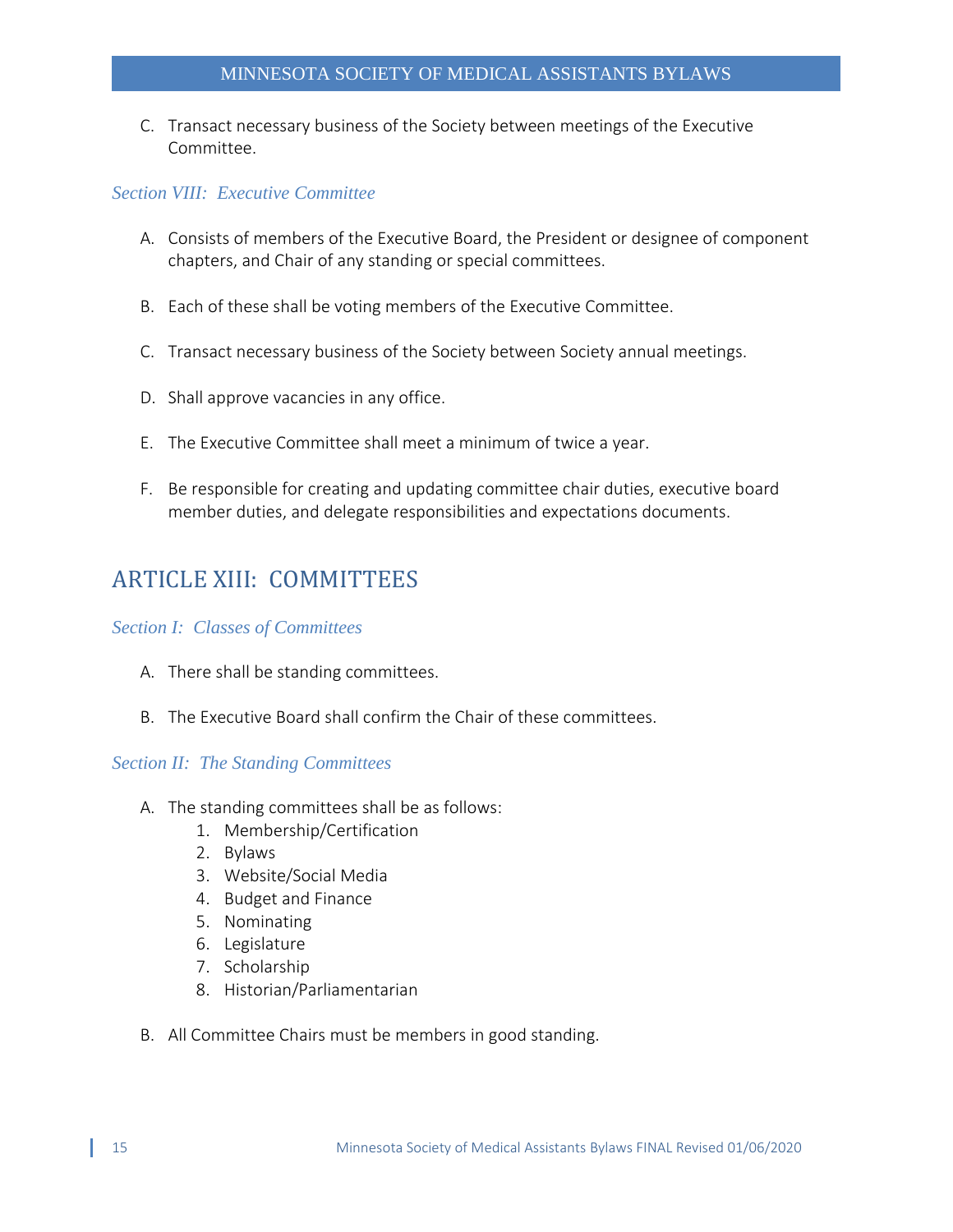C. Transact necessary business of the Society between meetings of the Executive Committee.

### *Section VIII: Executive Committee*

A. Consists of members of the Executive Board, the President or designee of component chapters, and Chair of any standing or special committees.

B. Each of these shall be voting members of the Executive Committee.

C. Transact necessary business of the Society between Society annual meetings.

D. Shall approve vacancies in any office.

E. The Executive Committee shall meet a minimum of twice a year.

F. Be responsible for creating and updating committee chair duties, executive board member duties, and delegate responsibilities and expectations documents.

## ARTICLE XIII: COMMITTEES

### *Section I: Classes of Committees*

A. There shall be standing committees.

B. The Executive Board shall confirm the Chair of these committees.

### *Section II: The Standing Committees*

A. The standing committees shall be as follows:
   1. Membership/Certification
   2. Bylaws
   3. Website/Social Media
   4. Budget and Finance
   5. Nominating
   6. Legislature
   7. Scholarship
   8. Historian/Parliamentarian

B. All Committee Chairs must be members in good standing.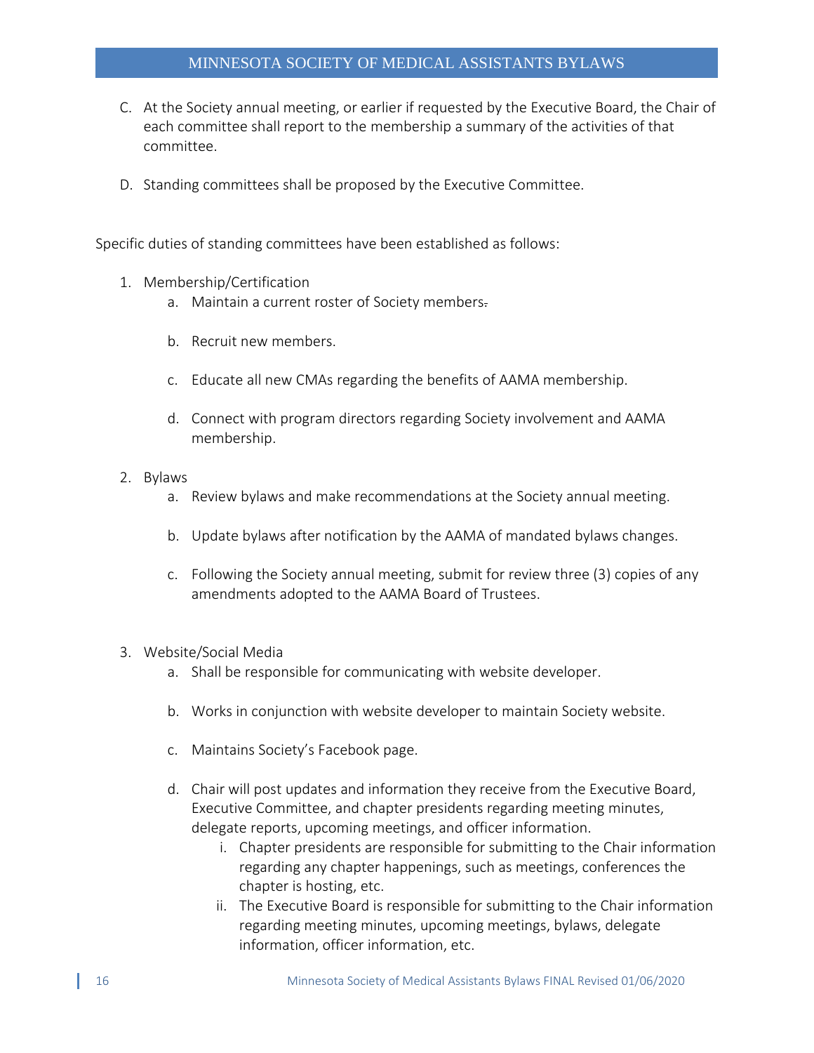C. At the Society annual meeting, or earlier if requested by the Executive Board, the Chair of each committee shall report to the membership a summary of the activities of that committee.

D. Standing committees shall be proposed by the Executive Committee.

Specific duties of standing committees have been established as follows:

1. Membership/Certification
   a. Maintain a current roster of Society members.

   b. Recruit new members.

   c. Educate all new CMAs regarding the benefits of AAMA membership.

   d. Connect with program directors regarding Society involvement and AAMA membership.

2. Bylaws
   a. Review bylaws and make recommendations at the Society annual meeting.

   b. Update bylaws after notification by the AAMA of mandated bylaws changes.

   c. Following the Society annual meeting, submit for review three (3) copies of any amendments adopted to the AAMA Board of Trustees.

3. Website/Social Media
   a. Shall be responsible for communicating with website developer.

   b. Works in conjunction with website developer to maintain Society website.

   c. Maintains Society's Facebook page.

   d. Chair will post updates and information they receive from the Executive Board, Executive Committee, and chapter presidents regarding meeting minutes, delegate reports, upcoming meetings, and officer information.
      i. Chapter presidents are responsible for submitting to the Chair information regarding any chapter happenings, such as meetings, conferences the chapter is hosting, etc.
      ii. The Executive Board is responsible for submitting to the Chair information regarding meeting minutes, upcoming meetings, bylaws, delegate information, officer information, etc.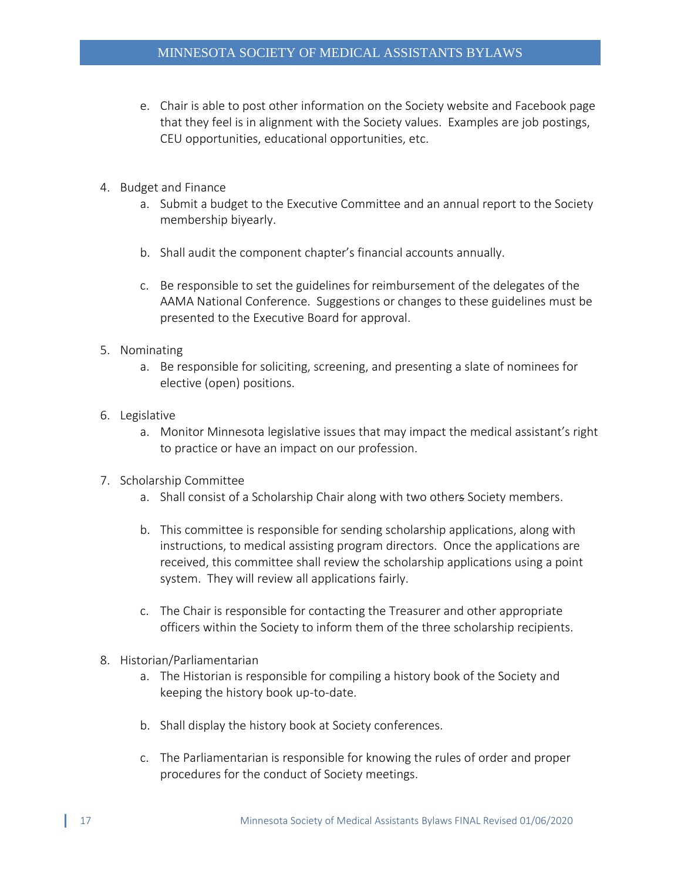e. Chair is able to post other information on the Society website and Facebook page that they feel is in alignment with the Society values. Examples are job postings, CEU opportunities, educational opportunities, etc.

4. Budget and Finance
   a. Submit a budget to the Executive Committee and an annual report to the Society membership biyearly.

   b. Shall audit the component chapter's financial accounts annually.

   c. Be responsible to set the guidelines for reimbursement of the delegates of the AAMA National Conference. Suggestions or changes to these guidelines must be presented to the Executive Board for approval.

5. Nominating
   a. Be responsible for soliciting, screening, and presenting a slate of nominees for elective (open) positions.

6. Legislative
   a. Monitor Minnesota legislative issues that may impact the medical assistant's right to practice or have an impact on our profession.

7. Scholarship Committee
   a. Shall consist of a Scholarship Chair along with two other~~s~~ Society members.

   b. This committee is responsible for sending scholarship applications, along with instructions, to medical assisting program directors. Once the applications are received, this committee shall review the scholarship applications using a point system. They will review all applications fairly.

   c. The Chair is responsible for contacting the Treasurer and other appropriate officers within the Society to inform them of the three scholarship recipients.

8. Historian/Parliamentarian
   a. The Historian is responsible for compiling a history book of the Society and keeping the history book up-to-date.

   b. Shall display the history book at Society conferences.

   c. The Parliamentarian is responsible for knowing the rules of order and proper procedures for the conduct of Society meetings.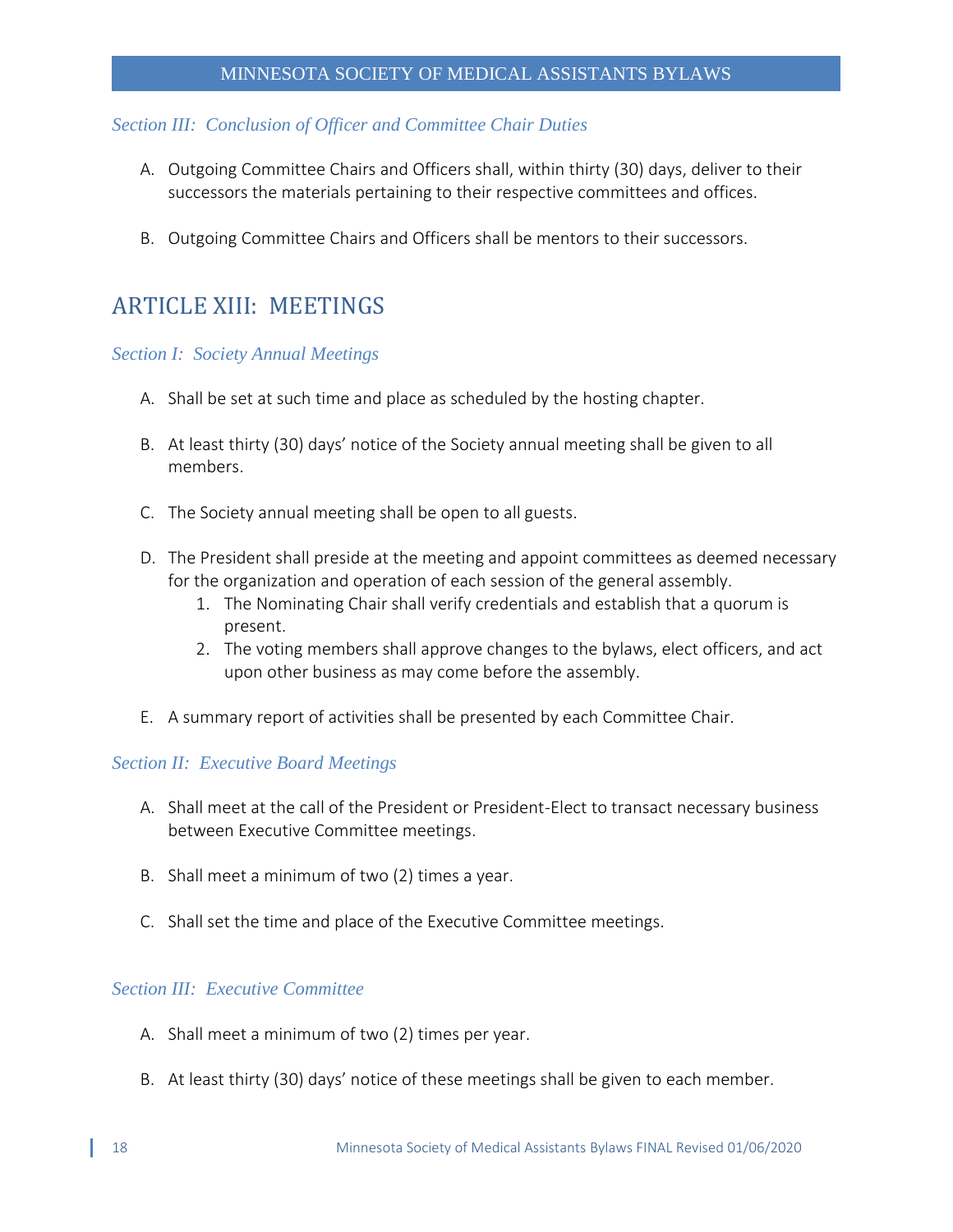### *Section III: Conclusion of Officer and Committee Chair Duties*

A. Outgoing Committee Chairs and Officers shall, within thirty (30) days, deliver to their successors the materials pertaining to their respective committees and offices.

B. Outgoing Committee Chairs and Officers shall be mentors to their successors.

## ARTICLE XIII: MEETINGS

### *Section I: Society Annual Meetings*

A. Shall be set at such time and place as scheduled by the hosting chapter.

B. At least thirty (30) days' notice of the Society annual meeting shall be given to all members.

C. The Society annual meeting shall be open to all guests.

D. The President shall preside at the meeting and appoint committees as deemed necessary for the organization and operation of each session of the general assembly.
   1. The Nominating Chair shall verify credentials and establish that a quorum is present.
   2. The voting members shall approve changes to the bylaws, elect officers, and act upon other business as may come before the assembly.

E. A summary report of activities shall be presented by each Committee Chair.

### *Section II: Executive Board Meetings*

A. Shall meet at the call of the President or President-Elect to transact necessary business between Executive Committee meetings.

B. Shall meet a minimum of two (2) times a year.

C. Shall set the time and place of the Executive Committee meetings.

### *Section III: Executive Committee*

A. Shall meet a minimum of two (2) times per year.

B. At least thirty (30) days' notice of these meetings shall be given to each member.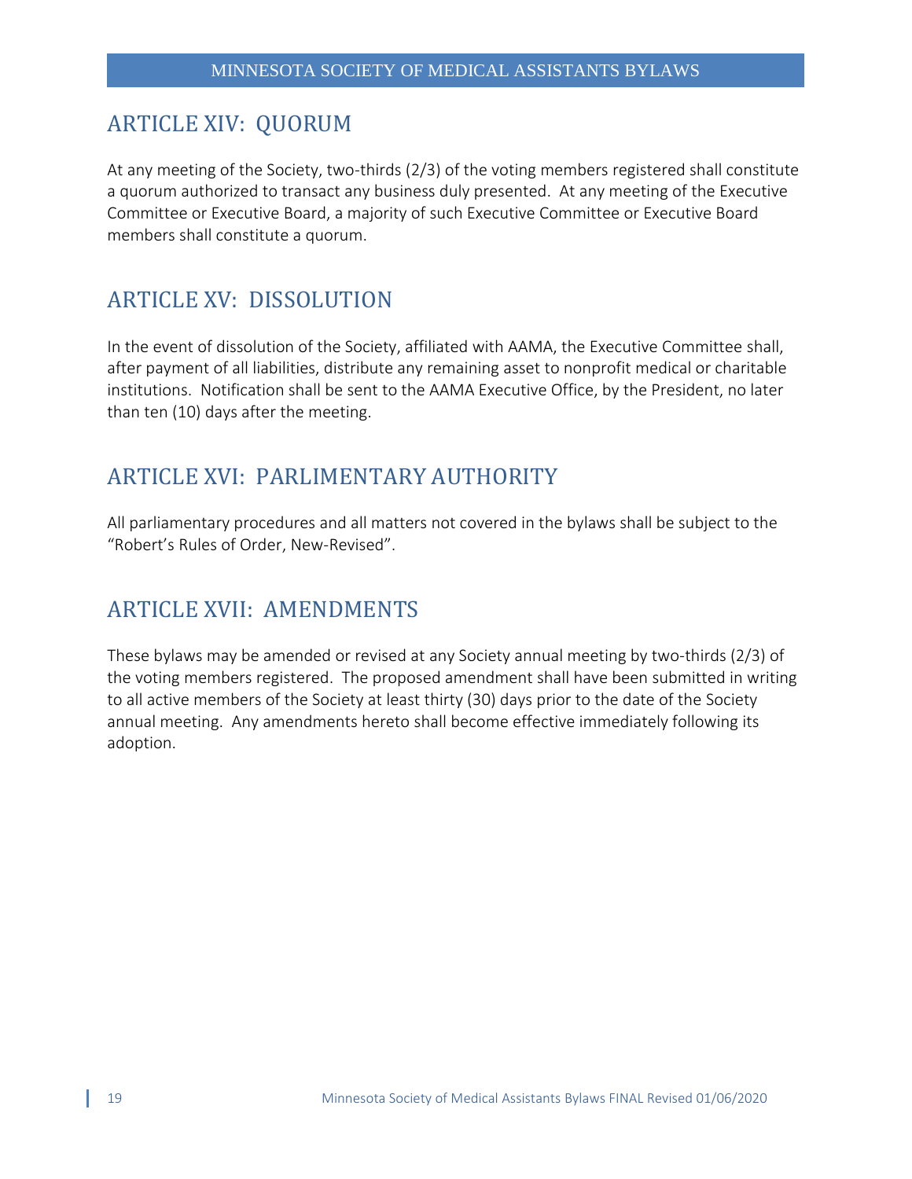## ARTICLE XIV: QUORUM

At any meeting of the Society, two-thirds (2/3) of the voting members registered shall constitute a quorum authorized to transact any business duly presented. At any meeting of the Executive Committee or Executive Board, a majority of such Executive Committee or Executive Board members shall constitute a quorum.

## ARTICLE XV: DISSOLUTION

In the event of dissolution of the Society, affiliated with AAMA, the Executive Committee shall, after payment of all liabilities, distribute any remaining asset to nonprofit medical or charitable institutions. Notification shall be sent to the AAMA Executive Office, by the President, no later than ten (10) days after the meeting.

## ARTICLE XVI: PARLIMENTARY AUTHORITY

All parliamentary procedures and all matters not covered in the bylaws shall be subject to the "Robert's Rules of Order, New-Revised".

## ARTICLE XVII: AMENDMENTS

These bylaws may be amended or revised at any Society annual meeting by two-thirds (2/3) of the voting members registered. The proposed amendment shall have been submitted in writing to all active members of the Society at least thirty (30) days prior to the date of the Society annual meeting. Any amendments hereto shall become effective immediately following its adoption.